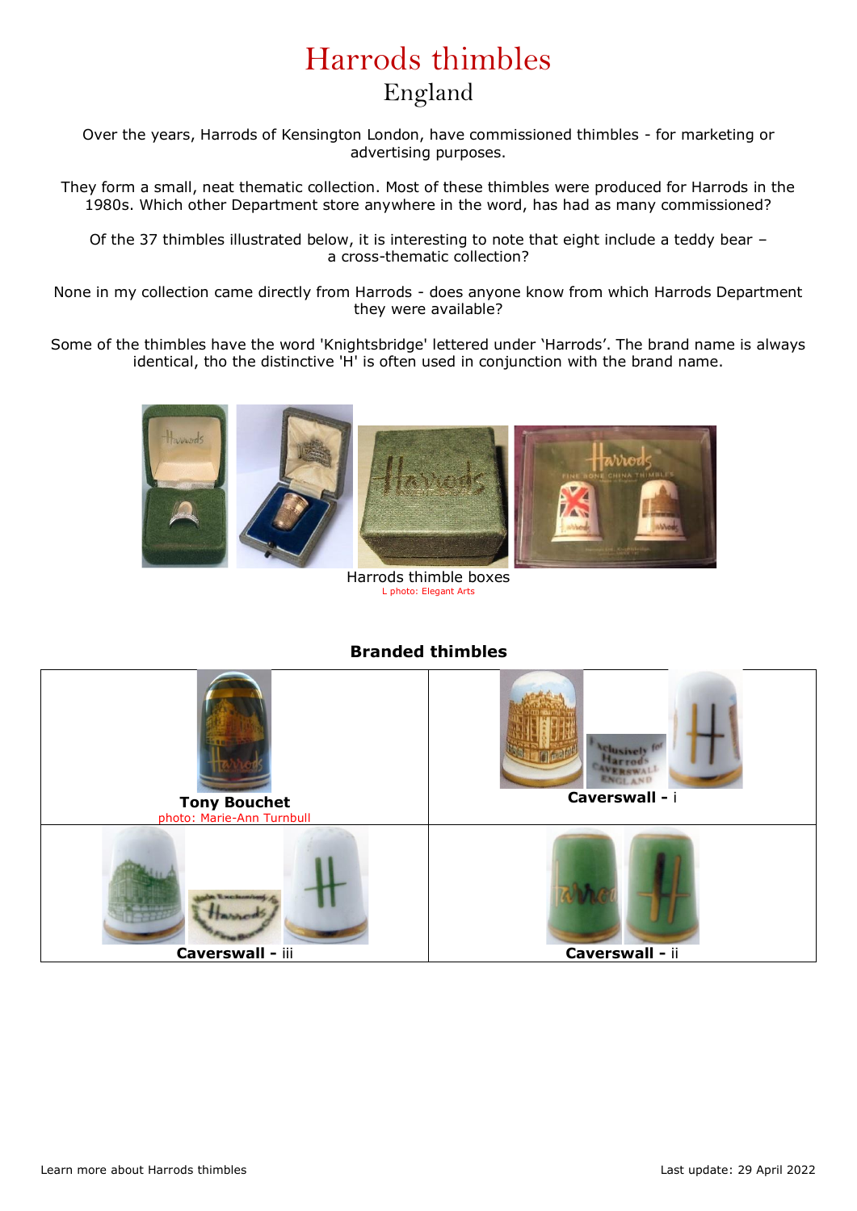# Harrods thimbles

## England

Over the years, Harrods of Kensington London, have commissioned thimbles - for marketing or advertising purposes.

They form a small, neat thematic collection. Most of these thimbles were produced for Harrods in the 1980s. Which other Department store anywhere in the word, has had as many commissioned?

Of the 37 thimbles illustrated below, it is interesting to note that eight include a teddy bear – a cross-thematic collection?

None in my collection came directly from Harrods - does anyone know from which Harrods Department they were available?

Some of the thimbles have the word 'Knightsbridge' lettered under 'Harrods'. The brand name is always identical, tho the distinctive 'H' is often used in conjunction with the brand name.

Harrods thimble boxes

L photo: Elegant Arts

### Branded thimbles

| | |
|---|---|
| **Tony Bouchet**<br>photo: Marie-Ann Turnbull | **Caverswall** - i |
| **Caverswall** - iii | **Caverswall** - ii |

Learn more about Harrods thimbles

Last update: 29 April 2022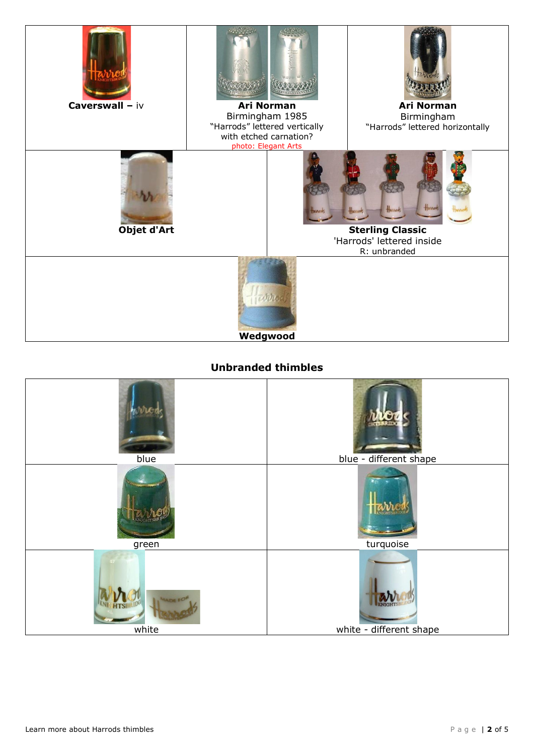| Caverswall – iv | Ari Norman<br>Birmingham 1985<br>“Harrods” lettered vertically with etched carnation?<br>photo: Elegant Arts | Ari Norman<br>Birmingham<br>“Harrods” lettered horizontally |
|---|---|---|

| Objet d'Art | Sterling Classic<br>'Harrods' lettered inside<br>R: unbranded |
|---|---|

| Wedgwood |
|---|

## Unbranded thimbles

| blue | blue - different shape |
|---|---|
| green | turquoise |
| white | white - different shape |

Learn more about Harrods thimbles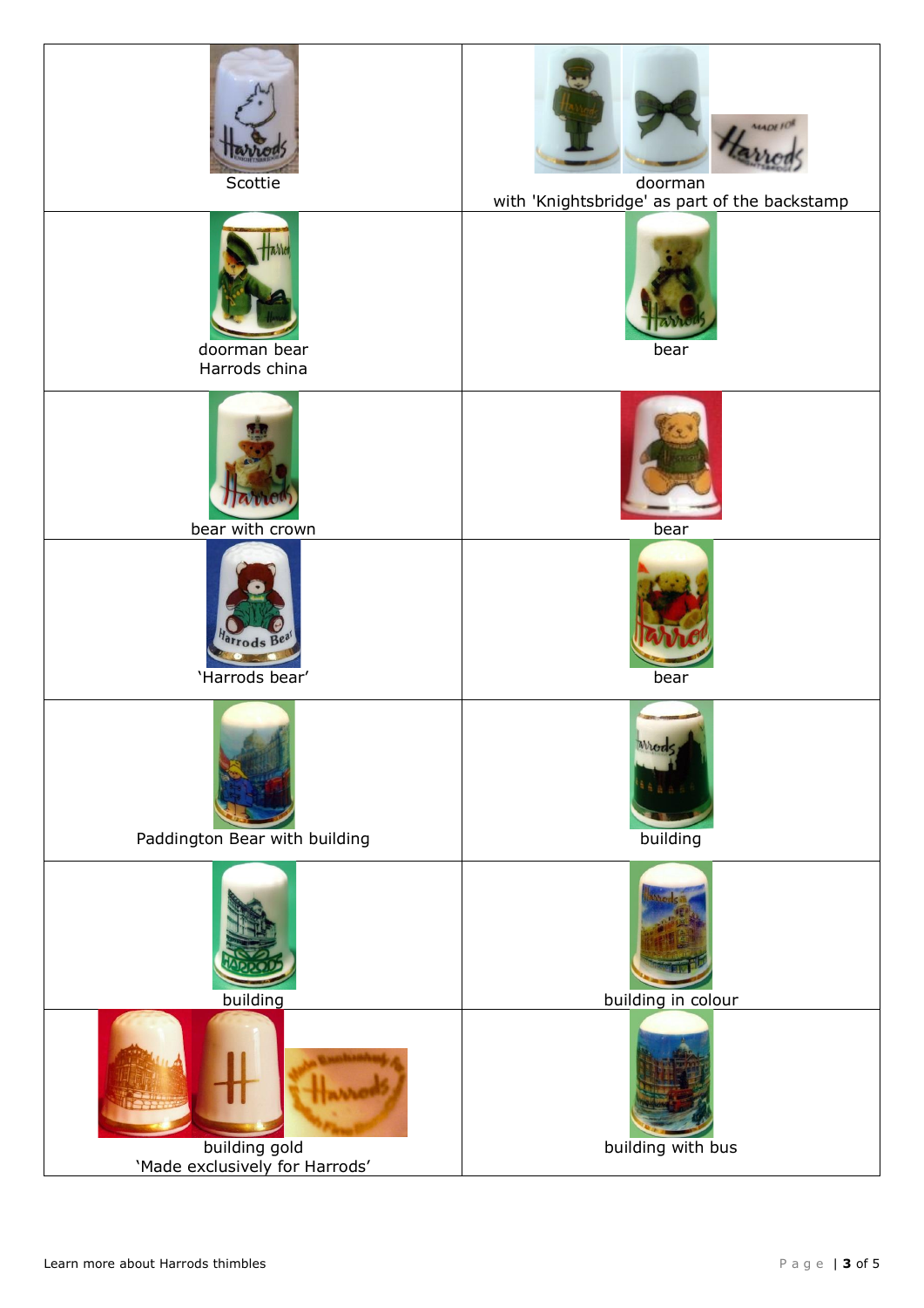| | |
|---|---|
| Scottie | doorman<br>with 'Knightsbridge' as part of the backstamp |
| doorman bear<br>Harrods china | bear |
| bear with crown | bear |
| 'Harrods bear' | bear |
| Paddington Bear with building | building |
| building | building in colour |
| building gold<br>'Made exclusively for Harrods' | building with bus |

Learn more about Harrods thimbles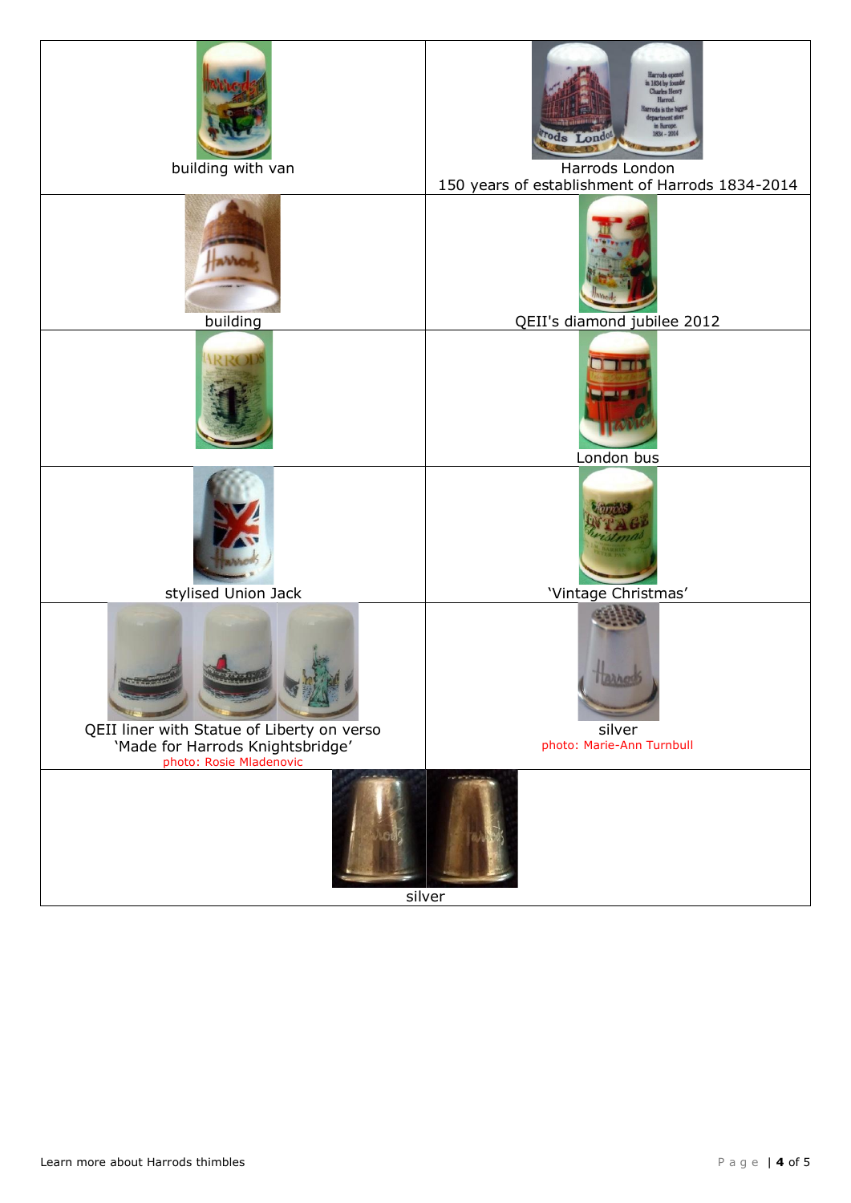| | |
|---|---|
| building with van | Harrods London<br>150 years of establishment of Harrods 1834-2014 |
| building | QEII's diamond jubilee 2012 |
| | London bus |
| stylised Union Jack | 'Vintage Christmas' |
| QEII liner with Statue of Liberty on verso<br>'Made for Harrods Knightsbridge'<br>photo: Rosie Mladenovic | silver<br>photo: Marie-Ann Turnbull |
| silver | |

Learn more about Harrods thimbles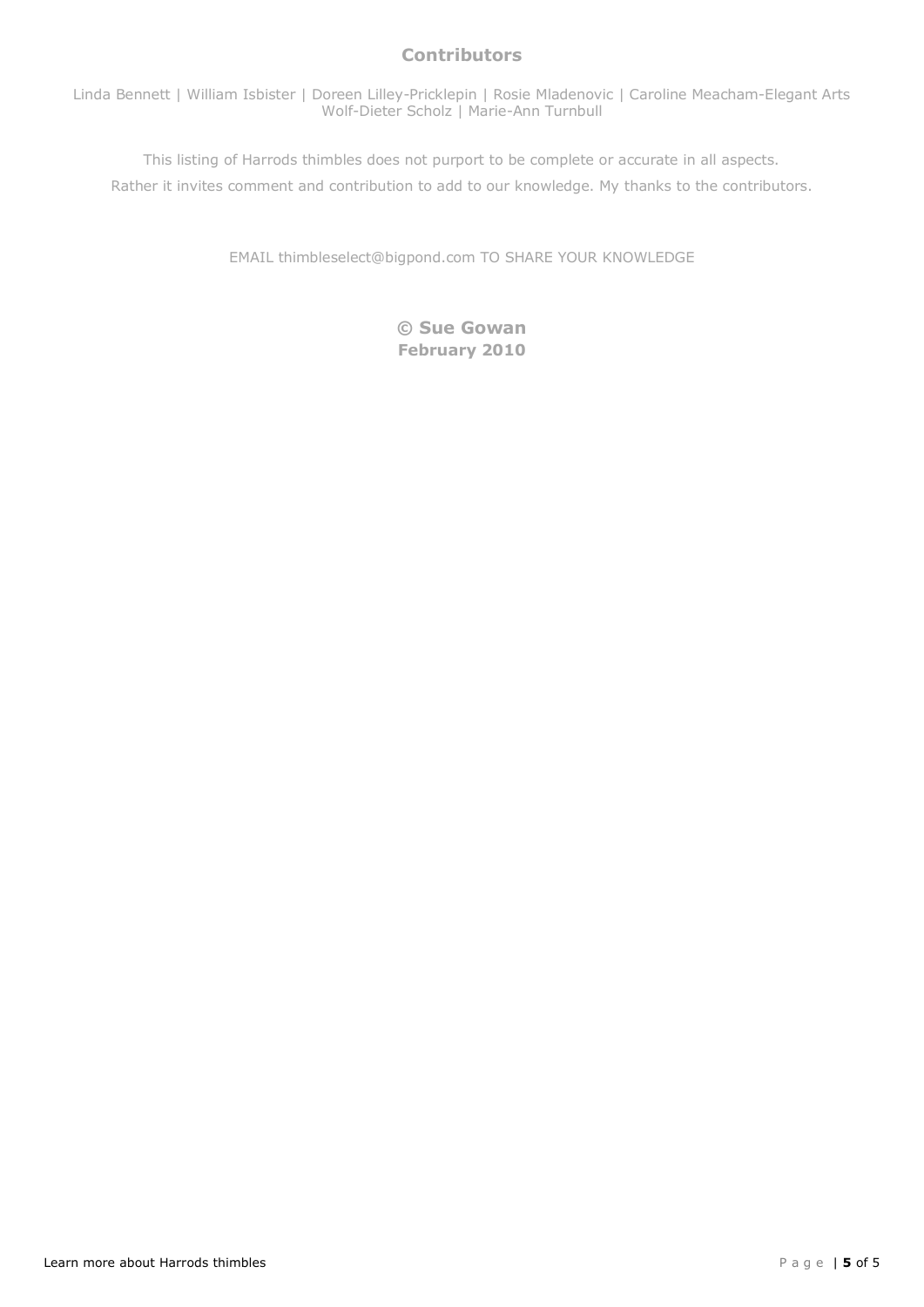## Contributors

Linda Bennett | William Isbister | Doreen Lilley-Pricklepin | Rosie Mladenovic | Caroline Meacham-Elegant Arts
Wolf-Dieter Scholz | Marie-Ann Turnbull

This listing of Harrods thimbles does not purport to be complete or accurate in all aspects.

Rather it invites comment and contribution to add to our knowledge. My thanks to the contributors.

EMAIL thimbleselect@bigpond.com TO SHARE YOUR KNOWLEDGE

**© Sue Gowan**
**February 2010**